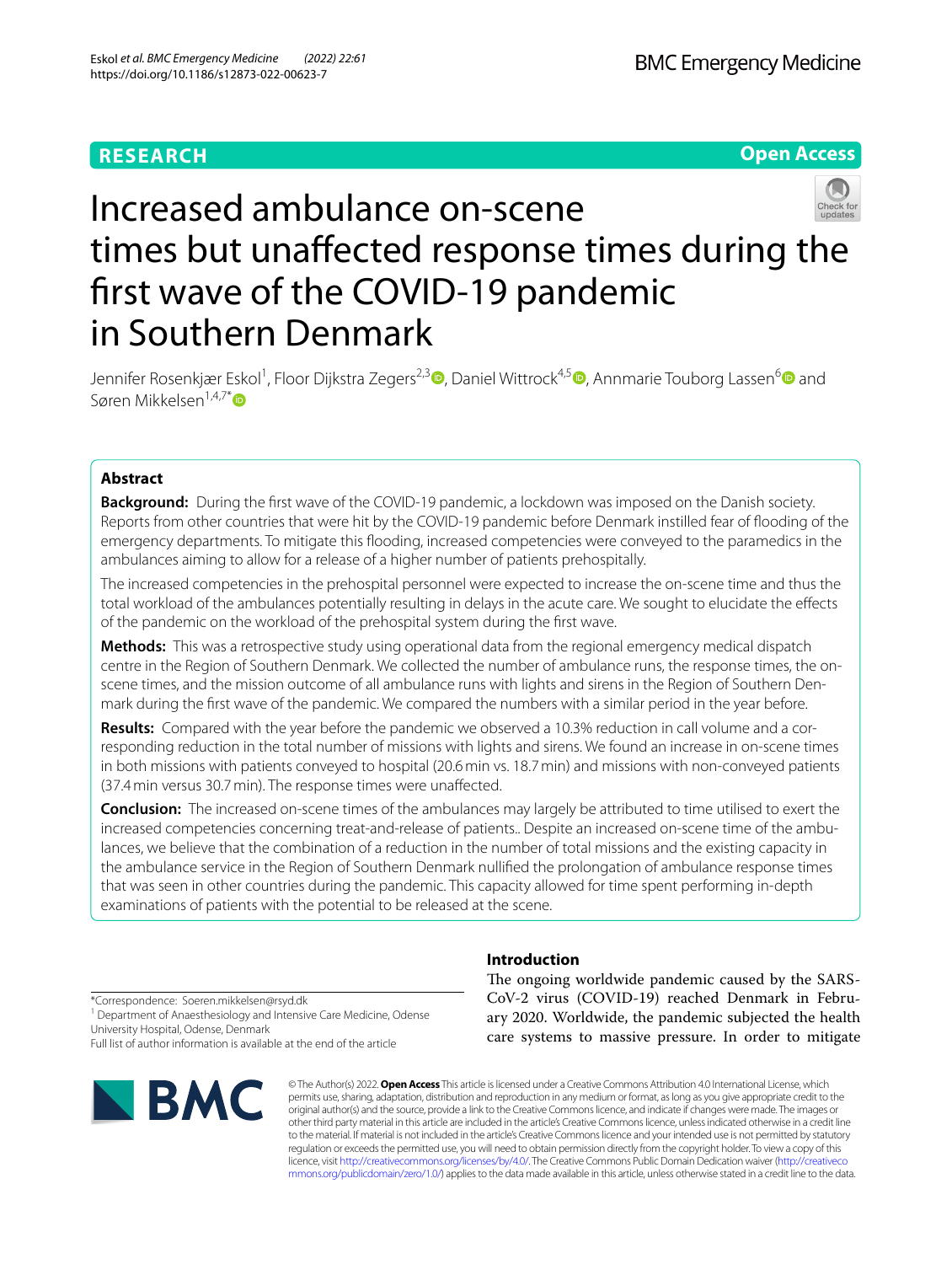RESEARCH

Open Access

# Increased ambulance on-scene times but unaffected response times during the first wave of the COVID-19 pandemic in Southern Denmark

Jennifer Rosenkjær Eskol[1], Floor Dijkstra Zegers[2,3], Daniel Wittrock[4,5], Annmarie Touborg Lassen[6] and Søren Mikkelsen[1,4,7*]

## Abstract

**Background:** During the first wave of the COVID-19 pandemic, a lockdown was imposed on the Danish society. Reports from other countries that were hit by the COVID-19 pandemic before Denmark instilled fear of flooding of the emergency departments. To mitigate this flooding, increased competencies were conveyed to the paramedics in the ambulances aiming to allow for a release of a higher number of patients prehospitally.

The increased competencies in the prehospital personnel were expected to increase the on-scene time and thus the total workload of the ambulances potentially resulting in delays in the acute care. We sought to elucidate the effects of the pandemic on the workload of the prehospital system during the first wave.

**Methods:** This was a retrospective study using operational data from the regional emergency medical dispatch centre in the Region of Southern Denmark. We collected the number of ambulance runs, the response times, the on-scene times, and the mission outcome of all ambulance runs with lights and sirens in the Region of Southern Denmark during the first wave of the pandemic. We compared the numbers with a similar period in the year before.

**Results:** Compared with the year before the pandemic we observed a 10.3% reduction in call volume and a corresponding reduction in the total number of missions with lights and sirens. We found an increase in on-scene times in both missions with patients conveyed to hospital (20.6 min vs. 18.7 min) and missions with non-conveyed patients (37.4 min versus 30.7 min). The response times were unaffected.

**Conclusion:** The increased on-scene times of the ambulances may largely be attributed to time utilised to exert the increased competencies concerning treat-and-release of patients.. Despite an increased on-scene time of the ambulances, we believe that the combination of a reduction in the number of total missions and the existing capacity in the ambulance service in the Region of Southern Denmark nullified the prolongation of ambulance response times that was seen in other countries during the pandemic. This capacity allowed for time spent performing in-depth examinations of patients with the potential to be released at the scene.

## Introduction

The ongoing worldwide pandemic caused by the SARS-CoV-2 virus (COVID-19) reached Denmark in February 2020. Worldwide, the pandemic subjected the health care systems to massive pressure. In order to mitigate

*Correspondence: Soeren.mikkelsen@rsyd.dk

[1] Department of Anaesthesiology and Intensive Care Medicine, Odense University Hospital, Odense, Denmark

Full list of author information is available at the end of the article

© The Author(s) 2022. **Open Access** This article is licensed under a Creative Commons Attribution 4.0 International License, which permits use, sharing, adaptation, distribution and reproduction in any medium or format, as long as you give appropriate credit to the original author(s) and the source, provide a link to the Creative Commons licence, and indicate if changes were made. The images or other third party material in this article are included in the article's Creative Commons licence, unless indicated otherwise in a credit line to the material. If material is not included in the article's Creative Commons licence and your intended use is not permitted by statutory regulation or exceeds the permitted use, you will need to obtain permission directly from the copyright holder. To view a copy of this licence, visit http://creativecommons.org/licenses/by/4.0/. The Creative Commons Public Domain Dedication waiver (http://creativecommons.org/publicdomain/zero/1.0/) applies to the data made available in this article, unless otherwise stated in a credit line to the data.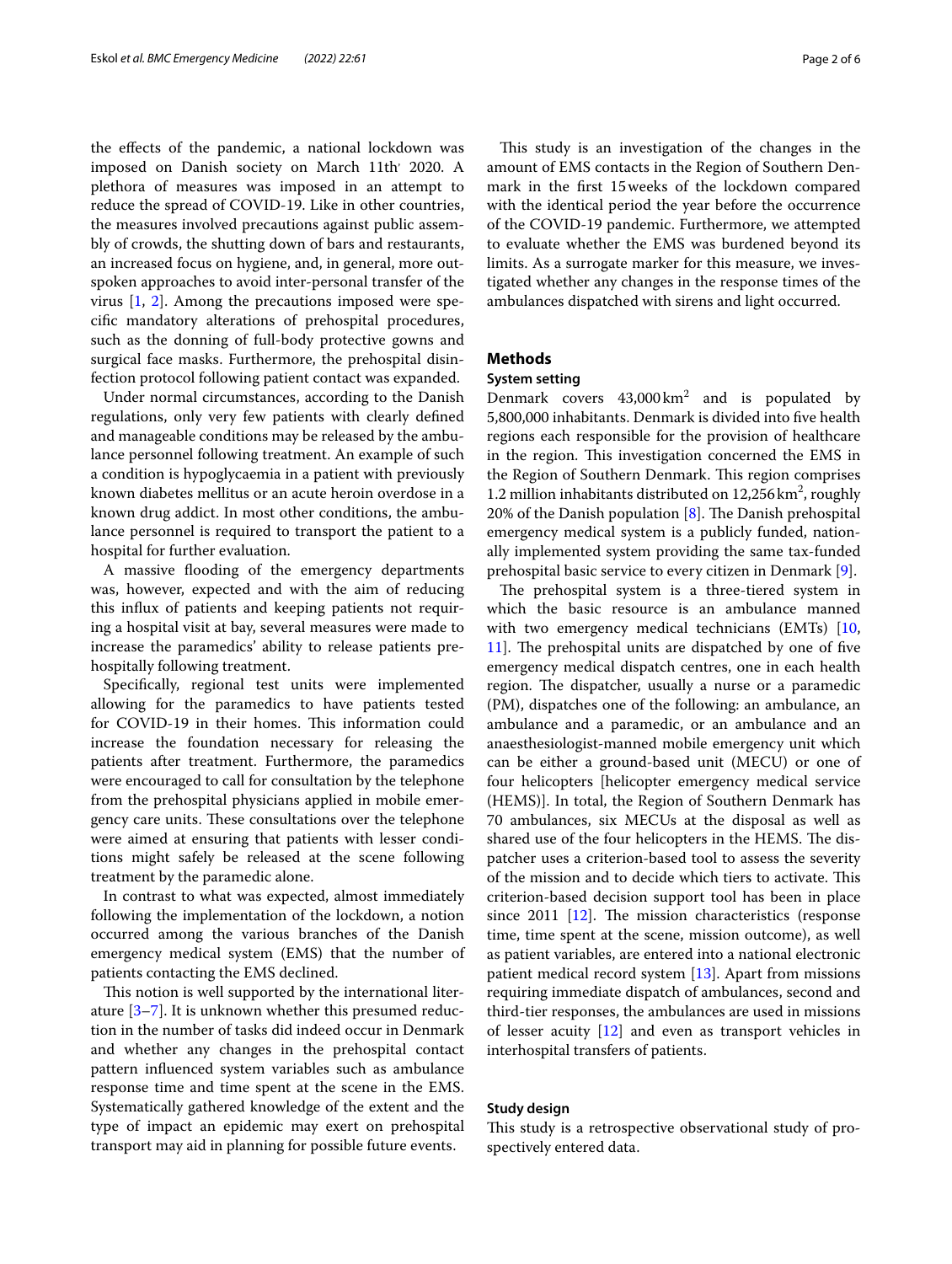the effects of the pandemic, a national lockdown was imposed on Danish society on March 11th' 2020. A plethora of measures was imposed in an attempt to reduce the spread of COVID-19. Like in other countries, the measures involved precautions against public assembly of crowds, the shutting down of bars and restaurants, an increased focus on hygiene, and, in general, more outspoken approaches to avoid inter-personal transfer of the virus [1, 2]. Among the precautions imposed were specific mandatory alterations of prehospital procedures, such as the donning of full-body protective gowns and surgical face masks. Furthermore, the prehospital disinfection protocol following patient contact was expanded.

Under normal circumstances, according to the Danish regulations, only very few patients with clearly defined and manageable conditions may be released by the ambulance personnel following treatment. An example of such a condition is hypoglycaemia in a patient with previously known diabetes mellitus or an acute heroin overdose in a known drug addict. In most other conditions, the ambulance personnel is required to transport the patient to a hospital for further evaluation.

A massive flooding of the emergency departments was, however, expected and with the aim of reducing this influx of patients and keeping patients not requiring a hospital visit at bay, several measures were made to increase the paramedics' ability to release patients prehospitally following treatment.

Specifically, regional test units were implemented allowing for the paramedics to have patients tested for COVID-19 in their homes. This information could increase the foundation necessary for releasing the patients after treatment. Furthermore, the paramedics were encouraged to call for consultation by the telephone from the prehospital physicians applied in mobile emergency care units. These consultations over the telephone were aimed at ensuring that patients with lesser conditions might safely be released at the scene following treatment by the paramedic alone.

In contrast to what was expected, almost immediately following the implementation of the lockdown, a notion occurred among the various branches of the Danish emergency medical system (EMS) that the number of patients contacting the EMS declined.

This notion is well supported by the international literature [3–7]. It is unknown whether this presumed reduction in the number of tasks did indeed occur in Denmark and whether any changes in the prehospital contact pattern influenced system variables such as ambulance response time and time spent at the scene in the EMS. Systematically gathered knowledge of the extent and the type of impact an epidemic may exert on prehospital transport may aid in planning for possible future events.

This study is an investigation of the changes in the amount of EMS contacts in the Region of Southern Denmark in the first 15 weeks of the lockdown compared with the identical period the year before the occurrence of the COVID-19 pandemic. Furthermore, we attempted to evaluate whether the EMS was burdened beyond its limits. As a surrogate marker for this measure, we investigated whether any changes in the response times of the ambulances dispatched with sirens and light occurred.

## Methods

### System setting

Denmark covers 43,000 km$^2$ and is populated by 5,800,000 inhabitants. Denmark is divided into five health regions each responsible for the provision of healthcare in the region. This investigation concerned the EMS in the Region of Southern Denmark. This region comprises 1.2 million inhabitants distributed on 12,256 km$^2$, roughly 20% of the Danish population [8]. The Danish prehospital emergency medical system is a publicly funded, nationally implemented system providing the same tax-funded prehospital basic service to every citizen in Denmark [9].

The prehospital system is a three-tiered system in which the basic resource is an ambulance manned with two emergency medical technicians (EMTs) [10, 11]. The prehospital units are dispatched by one of five emergency medical dispatch centres, one in each health region. The dispatcher, usually a nurse or a paramedic (PM), dispatches one of the following: an ambulance, an ambulance and a paramedic, or an ambulance and an anaesthesiologist-manned mobile emergency unit which can be either a ground-based unit (MECU) or one of four helicopters [helicopter emergency medical service (HEMS)]. In total, the Region of Southern Denmark has 70 ambulances, six MECUs at the disposal as well as shared use of the four helicopters in the HEMS. The dispatcher uses a criterion-based tool to assess the severity of the mission and to decide which tiers to activate. This criterion-based decision support tool has been in place since 2011 [12]. The mission characteristics (response time, time spent at the scene, mission outcome), as well as patient variables, are entered into a national electronic patient medical record system [13]. Apart from missions requiring immediate dispatch of ambulances, second and third-tier responses, the ambulances are used in missions of lesser acuity [12] and even as transport vehicles in interhospital transfers of patients.

### Study design

This study is a retrospective observational study of prospectively entered data.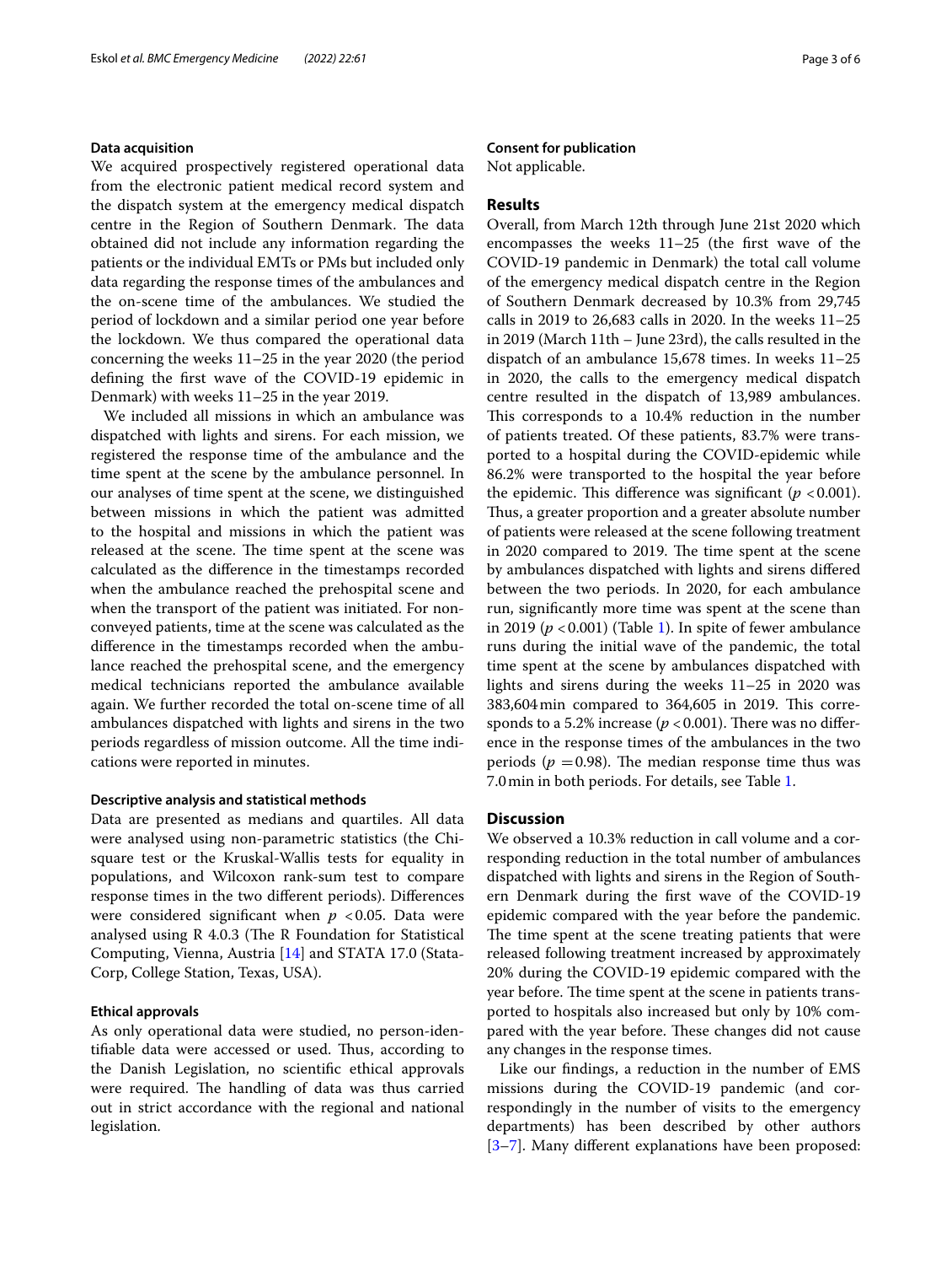### Data acquisition

We acquired prospectively registered operational data from the electronic patient medical record system and the dispatch system at the emergency medical dispatch centre in the Region of Southern Denmark. The data obtained did not include any information regarding the patients or the individual EMTs or PMs but included only data regarding the response times of the ambulances and the on-scene time of the ambulances. We studied the period of lockdown and a similar period one year before the lockdown. We thus compared the operational data concerning the weeks 11–25 in the year 2020 (the period defining the first wave of the COVID-19 epidemic in Denmark) with weeks 11–25 in the year 2019.

We included all missions in which an ambulance was dispatched with lights and sirens. For each mission, we registered the response time of the ambulance and the time spent at the scene by the ambulance personnel. In our analyses of time spent at the scene, we distinguished between missions in which the patient was admitted to the hospital and missions in which the patient was released at the scene. The time spent at the scene was calculated as the difference in the timestamps recorded when the ambulance reached the prehospital scene and when the transport of the patient was initiated. For non-conveyed patients, time at the scene was calculated as the difference in the timestamps recorded when the ambulance reached the prehospital scene, and the emergency medical technicians reported the ambulance available again. We further recorded the total on-scene time of all ambulances dispatched with lights and sirens in the two periods regardless of mission outcome. All the time indications were reported in minutes.

### Descriptive analysis and statistical methods

Data are presented as medians and quartiles. All data were analysed using non-parametric statistics (the Chi-square test or the Kruskal-Wallis tests for equality in populations, and Wilcoxon rank-sum test to compare response times in the two different periods). Differences were considered significant when $p < 0.05$. Data were analysed using R 4.0.3 (The R Foundation for Statistical Computing, Vienna, Austria [14] and STATA 17.0 (StataCorp, College Station, Texas, USA).

### Ethical approvals

As only operational data were studied, no person-identifiable data were accessed or used. Thus, according to the Danish Legislation, no scientific ethical approvals were required. The handling of data was thus carried out in strict accordance with the regional and national legislation.

### Consent for publication

Not applicable.

## Results

Overall, from March 12th through June 21st 2020 which encompasses the weeks 11–25 (the first wave of the COVID-19 pandemic in Denmark) the total call volume of the emergency medical dispatch centre in the Region of Southern Denmark decreased by 10.3% from 29,745 calls in 2019 to 26,683 calls in 2020. In the weeks 11–25 in 2019 (March 11th – June 23rd), the calls resulted in the dispatch of an ambulance 15,678 times. In weeks 11–25 in 2020, the calls to the emergency medical dispatch centre resulted in the dispatch of 13,989 ambulances. This corresponds to a 10.4% reduction in the number of patients treated. Of these patients, 83.7% were transported to a hospital during the COVID-epidemic while 86.2% were transported to the hospital the year before the epidemic. This difference was significant ($p < 0.001$). Thus, a greater proportion and a greater absolute number of patients were released at the scene following treatment in 2020 compared to 2019. The time spent at the scene by ambulances dispatched with lights and sirens differed between the two periods. In 2020, for each ambulance run, significantly more time was spent at the scene than in 2019 ($p < 0.001$) (Table 1). In spite of fewer ambulance runs during the initial wave of the pandemic, the total time spent at the scene by ambulances dispatched with lights and sirens during the weeks 11–25 in 2020 was 383,604 min compared to 364,605 in 2019. This corresponds to a 5.2% increase ($p < 0.001$). There was no difference in the response times of the ambulances in the two periods ($p = 0.98$). The median response time thus was 7.0 min in both periods. For details, see Table 1.

## Discussion

We observed a 10.3% reduction in call volume and a correspondingly reduction in the total number of ambulances dispatched with lights and sirens in the Region of Southern Denmark during the first wave of the COVID-19 epidemic compared with the year before the pandemic. The time spent at the scene treating patients that were released following treatment increased by approximately 20% during the COVID-19 epidemic compared with the year before. The time spent at the scene in patients transported to hospitals also increased but only by 10% compared with the year before. These changes did not cause any changes in the response times.

Like our findings, a reduction in the number of EMS missions during the COVID-19 pandemic (and correspondingly in the number of visits to the emergency departments) has been described by other authors [3–7]. Many different explanations have been proposed: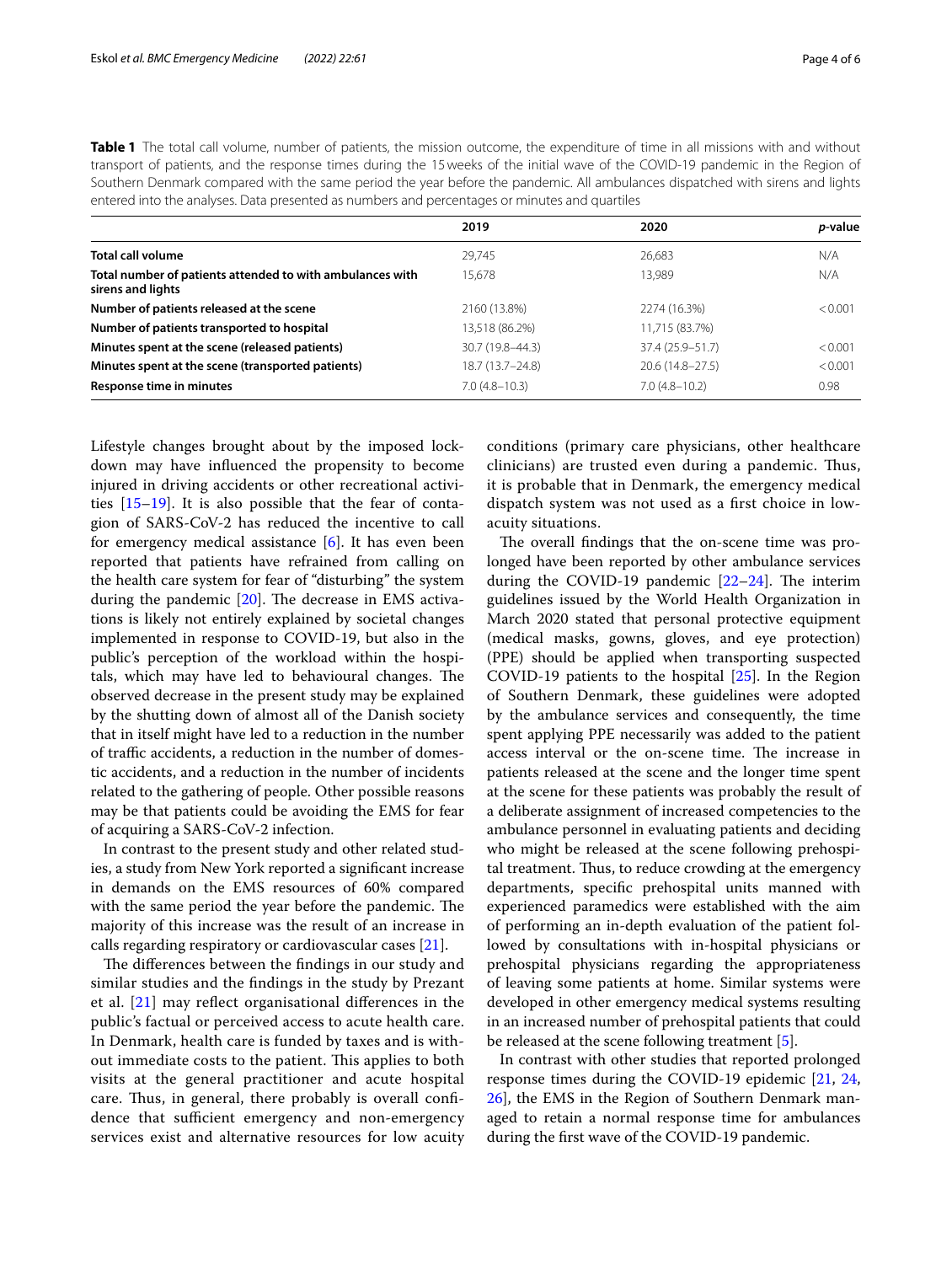**Table 1** The total call volume, number of patients, the mission outcome, the expenditure of time in all missions with and without transport of patients, and the response times during the 15 weeks of the initial wave of the COVID-19 pandemic in the Region of Southern Denmark compared with the same period the year before the pandemic. All ambulances dispatched with sirens and lights entered into the analyses. Data presented as numbers and percentages or minutes and quartiles

| | 2019 | 2020 | *p*-value |
|---|---|---|---|
| **Total call volume** | 29,745 | 26,683 | N/A |
| **Total number of patients attended to with ambulances with sirens and lights** | 15,678 | 13,989 | N/A |
| **Number of patients released at the scene** | 2160 (13.8%) | 2274 (16.3%) | < 0.001 |
| **Number of patients transported to hospital** | 13,518 (86.2%) | 11,715 (83.7%) | |
| **Minutes spent at the scene (released patients)** | 30.7 (19.8–44.3) | 37.4 (25.9–51.7) | < 0.001 |
| **Minutes spent at the scene (transported patients)** | 18.7 (13.7–24.8) | 20.6 (14.8–27.5) | < 0.001 |
| **Response time in minutes** | 7.0 (4.8–10.3) | 7.0 (4.8–10.2) | 0.98 |

Lifestyle changes brought about by the imposed lockdown may have influenced the propensity to become injured in driving accidents or other recreational activities [15–19]. It is also possible that the fear of contagion of SARS-CoV-2 has reduced the incentive to call for emergency medical assistance [6]. It has even been reported that patients have refrained from calling on the health care system for fear of "disturbing" the system during the pandemic [20]. The decrease in EMS activations is likely not entirely explained by societal changes implemented in response to COVID-19, but also in the public's perception of the workload within the hospitals, which may have led to behavioural changes. The observed decrease in the present study may be explained by the shutting down of almost all of the Danish society that in itself might have led to a reduction in the number of traffic accidents, a reduction in the number of domestic accidents, and a reduction in the number of incidents related to the gathering of people. Other possible reasons may be that patients could be avoiding the EMS for fear of acquiring a SARS-CoV-2 infection.

In contrast to the present study and other related studies, a study from New York reported a significant increase in demands on the EMS resources of 60% compared with the same period the year before the pandemic. The majority of this increase was the result of an increase in calls regarding respiratory or cardiovascular cases [21].

The differences between the findings in our study and similar studies and the findings in the study by Prezant et al. [21] may reflect organisational differences in the public's factual or perceived access to acute health care. In Denmark, health care is funded by taxes and is without immediate costs to the patient. This applies to both visits at the general practitioner and acute hospital care. Thus, in general, there probably is overall confidence that sufficient emergency and non-emergency services exist and alternative resources for low acuity conditions (primary care physicians, other healthcare clinicians) are trusted even during a pandemic. Thus, it is probable that in Denmark, the emergency medical dispatch system was not used as a first choice in low-acuity situations.

The overall findings that the on-scene time was prolonged have been reported by other ambulance services during the COVID-19 pandemic [22–24]. The interim guidelines issued by the World Health Organization in March 2020 stated that personal protective equipment (medical masks, gowns, gloves, and eye protection) (PPE) should be applied when transporting suspected COVID-19 patients to the hospital [25]. In the Region of Southern Denmark, these guidelines were adopted by the ambulance services and consequently, the time spent applying PPE necessarily was added to the patient access interval or the on-scene time. The increase in patients released at the scene and the longer time spent at the scene for these patients was probably the result of a deliberate assignment of increased competencies to the ambulance personnel in evaluating patients and deciding who might be released at the scene following prehospital treatment. Thus, to reduce crowding at the emergency departments, specific prehospital units manned with experienced paramedics were established with the aim of performing an in-depth evaluation of the patient followed by consultations with in-hospital physicians or prehospital physicians regarding the appropriateness of leaving some patients at home. Similar systems were developed in other emergency medical systems resulting in an increased number of prehospital patients that could be released at the scene following treatment [5].

In contrast with other studies that reported prolonged response times during the COVID-19 epidemic [21, 24, 26], the EMS in the Region of Southern Denmark managed to retain a normal response time for ambulances during the first wave of the COVID-19 pandemic.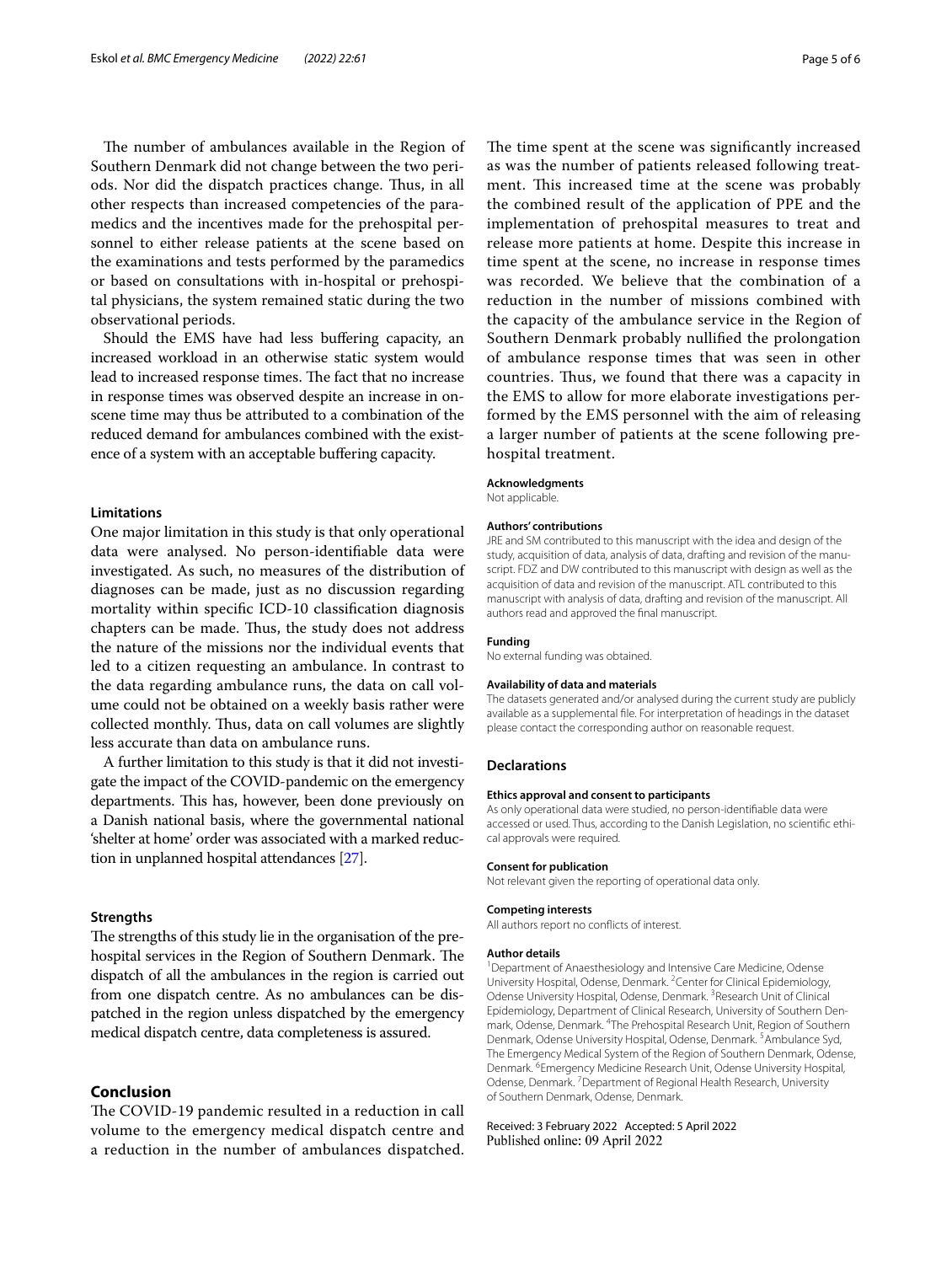The number of ambulances available in the Region of Southern Denmark did not change between the two periods. Nor did the dispatch practices change. Thus, in all other respects than increased competencies of the paramedics and the incentives made for the prehospital personnel to either release patients at the scene based on the examinations and tests performed by the paramedics or based on consultations with in-hospital or prehospital physicians, the system remained static during the two observational periods.

Should the EMS have had less buffering capacity, an increased workload in an otherwise static system would lead to increased response times. The fact that no increase in response times was observed despite an increase in on-scene time may thus be attributed to a combination of the reduced demand for ambulances combined with the existence of a system with an acceptable buffering capacity.

### Limitations

One major limitation in this study is that only operational data were analysed. No person-identifiable data were investigated. As such, no measures of the distribution of diagnoses can be made, just as no discussion regarding mortality within specific ICD-10 classification diagnosis chapters can be made. Thus, the study does not address the nature of the missions nor the individual events that led to a citizen requesting an ambulance. In contrast to the data regarding ambulance runs, the data on call volume could not be obtained on a weekly basis rather were collected monthly. Thus, data on call volumes are slightly less accurate than data on ambulance runs.

A further limitation to this study is that it did not investigate the impact of the COVID-pandemic on the emergency departments. This has, however, been done previously on a Danish national basis, where the governmental national 'shelter at home' order was associated with a marked reduction in unplanned hospital attendances [27].

### Strengths

The strengths of this study lie in the organisation of the prehospital services in the Region of Southern Denmark. The dispatch of all the ambulances in the region is carried out from one dispatch centre. As no ambulances can be dispatched in the region unless dispatched by the emergency medical dispatch centre, data completeness is assured.

## Conclusion

The COVID-19 pandemic resulted in a reduction in call volume to the emergency medical dispatch centre and a reduction in the number of ambulances dispatched. The time spent at the scene was significantly increased as was the number of patients released following treatment. This increased time at the scene was probably the combined result of the application of PPE and the implementation of prehospital measures to treat and release more patients at home. Despite this increase in time spent at the scene, no increase in response times was recorded. We believe that the combination of a reduction in the number of missions combined with the capacity of the ambulance service in the Region of Southern Denmark probably nullified the prolongation of ambulance response times that was seen in other countries. Thus, we found that there was a capacity in the EMS to allow for more elaborate investigations performed by the EMS personnel with the aim of releasing a larger number of patients at the scene following prehospital treatment.

#### Acknowledgments

Not applicable.

#### Authors' contributions

JRE and SM contributed to this manuscript with the idea and design of the study, acquisition of data, analysis of data, drafting and revision of the manuscript. FDZ and DW contributed to this manuscript with design as well as the acquisition of data and revision of the manuscript. ATL contributed to this manuscript with analysis of data, drafting and revision of the manuscript. All authors read and approved the final manuscript.

#### Funding

No external funding was obtained.

#### Availability of data and materials

The datasets generated and/or analysed during the current study are publicly available as a supplemental file. For interpretation of headings in the dataset please contact the corresponding author on reasonable request.

### Declarations

#### Ethics approval and consent to participants

As only operational data were studied, no person-identifiable data were accessed or used. Thus, according to the Danish Legislation, no scientific ethical approvals were required.

#### Consent for publication

Not relevant given the reporting of operational data only.

#### Competing interests

All authors report no conflicts of interest.

#### Author details

[1] Department of Anaesthesiology and Intensive Care Medicine, Odense University Hospital, Odense, Denmark. [2] Center for Clinical Epidemiology, Odense University Hospital, Odense, Denmark. [3] Research Unit of Clinical Epidemiology, Department of Clinical Research, University of Southern Denmark, Odense, Denmark. [4] The Prehospital Research Unit, Region of Southern Denmark, Odense University Hospital, Odense, Denmark. [5] Ambulance Syd, The Emergency Medical System of the Region of Southern Denmark, Odense, Denmark. [6] Emergency Medicine Research Unit, Odense University Hospital, Odense, Denmark. [7] Department of Regional Health Research, University of Southern Denmark, Odense, Denmark.

Received: 3 February 2022 Accepted: 5 April 2022
Published online: 09 April 2022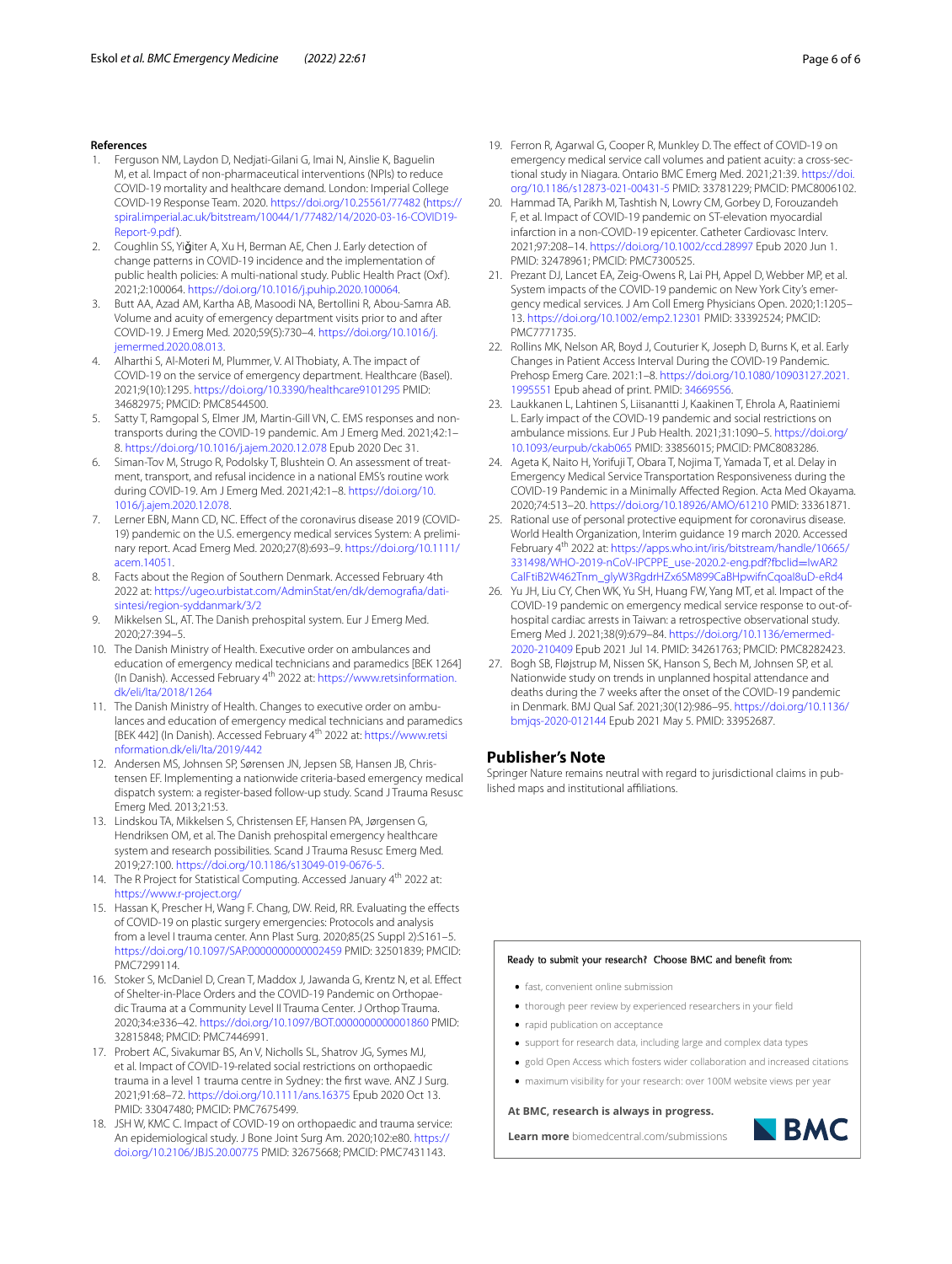## References

1. Ferguson NM, Laydon D, Nedjati-Gilani G, Imai N, Ainslie K, Baguelin M, et al. Impact of non-pharmaceutical interventions (NPIs) to reduce COVID-19 mortality and healthcare demand. London: Imperial College COVID-19 Response Team. 2020. https://doi.org/10.25561/77482 (https://spiral.imperial.ac.uk/bitstream/10044/1/77482/14/2020-03-16-COVID19-Report-9.pdf).
2. Coughlin SS, Yiğiter A, Xu H, Berman AE, Chen J. Early detection of change patterns in COVID-19 incidence and the implementation of public health policies: A multi-national study. Public Health Pract (Oxf). 2021;2:100064. https://doi.org/10.1016/j.puhip.2020.100064.
3. Butt AA, Azad AM, Kartha AB, Masoodi NA, Bertollini R, Abou-Samra AB. Volume and acuity of emergency department visits prior to and after COVID-19. J Emerg Med. 2020;59(5):730–4. https://doi.org/10.1016/j.jemermed.2020.08.013.
4. Alharthi S, Al-Moteri M, Plummer, V. Al Thobiaty, A. The impact of COVID-19 on the service of emergency department. Healthcare (Basel). 2021;9(10):1295. https://doi.org/10.3390/healthcare9101295 PMID: 34682975; PMCID: PMC8544500.
5. Satty T, Ramgopal S, Elmer JM, Martin-Gill VN, C. EMS responses and non-transports during the COVID-19 pandemic. Am J Emerg Med. 2021;42:1–8. https://doi.org/10.1016/j.ajem.2020.12.078 Epub 2020 Dec 31.
6. Siman-Tov M, Strugo R, Podolsky T, Blushtein O. An assessment of treatment, transport, and refusal incidence in a national EMS's routine work during COVID-19. Am J Emerg Med. 2021;42:1–8. https://doi.org/10.1016/j.ajem.2020.12.078.
7. Lerner EBN, Mann CD, NC. Effect of the coronavirus disease 2019 (COVID-19) pandemic on the U.S. emergency medical services System: A preliminary report. Acad Emerg Med. 2020;27(8):693–9. https://doi.org/10.1111/acem.14051.
8. Facts about the Region of Southern Denmark. Accessed February 4th 2022 at: https://ugeo.urbistat.com/AdminStat/en/dk/demografia/dati-sintesi/region-syddanmark/3/2
9. Mikkelsen SL, AT. The Danish prehospital system. Eur J Emerg Med. 2020;27:394–5.
10. The Danish Ministry of Health. Executive order on ambulances and education of emergency medical technicians and paramedics [BEK 1264] (In Danish). Accessed February 4th 2022 at: https://www.retsinformation.dk/eli/lta/2018/1264
11. The Danish Ministry of Health. Changes to executive order on ambulances and education of emergency medical technicians and paramedics [BEK 442] (In Danish). Accessed February 4th 2022 at: https://www.retsinformation.dk/eli/lta/2019/442
12. Andersen MS, Johnsen SP, Sørensen JN, Jepsen SB, Hansen JB, Christensen EF. Implementing a nationwide criteria-based emergency medical dispatch system: a register-based follow-up study. Scand J Trauma Resusc Emerg Med. 2013;21:53.
13. Lindskou TA, Mikkelsen S, Christensen EF, Hansen PA, Jørgensen G, Hendriksen OM, et al. The Danish prehospital emergency healthcare system and research possibilities. Scand J Trauma Resusc Emerg Med. 2019;27:100. https://doi.org/10.1186/s13049-019-0676-5.
14. The R Project for Statistical Computing. Accessed January 4th 2022 at: https://www.r-project.org/
15. Hassan K, Prescher H, Wang F. Chang, DW. Reid, RR. Evaluating the effects of COVID-19 on plastic surgery emergencies: Protocols and analysis from a level I trauma center. Ann Plast Surg. 2020;85(2S Suppl 2):S161–5. https://doi.org/10.1097/SAP.0000000000002459 PMID: 32501839; PMCID: PMC7299114.
16. Stoker S, McDaniel D, Crean T, Maddox J, Jawanda G, Krentz N, et al. Effect of Shelter-in-Place Orders and the COVID-19 Pandemic on Orthopaedic Trauma at a Community Level II Trauma Center. J Orthop Trauma. 2020;34:e336–42. https://doi.org/10.1097/BOT.0000000000001860 PMID: 32815848; PMCID: PMC7446991.
17. Probert AC, Sivakumar BS, An V, Nicholls SL, Shatrov JG, Symes MJ, et al. Impact of COVID-19-related social restrictions on orthopaedic trauma in a level 1 trauma centre in Sydney: the first wave. ANZ J Surg. 2021;91:68–72. https://doi.org/10.1111/ans.16375 Epub 2020 Oct 13. PMID: 33047480; PMCID: PMC7675499.
18. JSH W, KMC C. Impact of COVID-19 on orthopaedic and trauma service: An epidemiological study. J Bone Joint Surg Am. 2020;102:e80. https://doi.org/10.2106/JBJS.20.00775 PMID: 32675668; PMCID: PMC7431143.
19. Ferron R, Agarwal G, Cooper R, Munkley D. The effect of COVID-19 on emergency medical service call volumes and patient acuity: a cross-sectional study in Niagara. Ontario BMC Emerg Med. 2021;21:39. https://doi.org/10.1186/s12873-021-00431-5 PMID: 33781229; PMCID: PMC8006102.
20. Hammad TA, Parikh M, Tashtish N, Lowry CM, Gorbey D, Forouzandeh F, et al. Impact of COVID-19 pandemic on ST-elevation myocardial infarction in a non-COVID-19 epicenter. Catheter Cardiovasc Interv. 2021;97:208–14. https://doi.org/10.1002/ccd.28997 Epub 2020 Jun 1. PMID: 32478961; PMCID: PMC7300525.
21. Prezant DJ, Lancet EA, Zeig-Owens R, Lai PH, Appel D, Webber MP, et al. System impacts of the COVID-19 pandemic on New York City's emergency medical services. J Am Coll Emerg Physicians Open. 2020;1:1205–13. https://doi.org/10.1002/emp2.12301 PMID: 33392524; PMCID: PMC7771735.
22. Rollins MK, Nelson AR, Boyd J, Couturier K, Joseph D, Burns K, et al. Early Changes in Patient Access Interval During the COVID-19 Pandemic. Prehosp Emerg Care. 2021:1–8. https://doi.org/10.1080/10903127.2021.1995551 Epub ahead of print. PMID: 34669556.
23. Laukkanen L, Lahtinen S, Liisanantti J, Kaakinen T, Ehrola A, Raatiniemi L. Early impact of the COVID-19 pandemic and social restrictions on ambulance missions. Eur J Pub Health. 2021;31:1090–5. https://doi.org/10.1093/eurpub/ckab065 PMID: 33856015; PMCID: PMC8083286.
24. Ageta K, Naito H, Yorifuji T, Obara T, Nojima T, Yamada T, et al. Delay in Emergency Medical Service Transportation Responsiveness during the COVID-19 Pandemic in a Minimally Affected Region. Acta Med Okayama. 2020;74:513–20. https://doi.org/10.18926/AMO/61210 PMID: 33361871.
25. Rational use of personal protective equipment for coronavirus disease. World Health Organization, Interim guidance 19 march 2020. Accessed February 4th 2022 at: https://apps.who.int/iris/bitstream/handle/10665/331498/WHO-2019-nCoV-IPCPPE_use-2020.2-eng.pdf?fbclid=IwAR2CaIFtiB2W462Tnm_glyW3RgdrHZx6SM899CaBHpwifnCqoal8uD-eRd4
26. Yu JH, Liu CY, Chen WK, Yu SH, Huang FW, Yang MT, et al. Impact of the COVID-19 pandemic on emergency medical service response to out-of-hospital cardiac arrests in Taiwan: a retrospective observational study. Emerg Med J. 2021;38(9):679–84. https://doi.org/10.1136/emermed-2020-210409 Epub 2021 Jul 14. PMID: 34261763; PMCID: PMC8282423.
27. Bogh SB, Fløjstrup M, Nissen SK, Hanson S, Bech M, Johnsen SP, et al. Nationwide study on trends in unplanned hospital attendance and deaths during the 7 weeks after the onset of the COVID-19 pandemic in Denmark. BMJ Qual Saf. 2021;30(12):986–95. https://doi.org/10.1136/bmjqs-2020-012144 Epub 2021 May 5. PMID: 33952687.

## Publisher's Note

Springer Nature remains neutral with regard to jurisdictional claims in published maps and institutional affiliations.

Ready to submit your research? Choose BMC and benefit from:

- fast, convenient online submission
- thorough peer review by experienced researchers in your field
- rapid publication on acceptance
- support for research data, including large and complex data types
- gold Open Access which fosters wider collaboration and increased citations
- maximum visibility for your research: over 100M website views per year

**At BMC, research is always in progress.**

**Learn more** biomedcentral.com/submissions

BMC